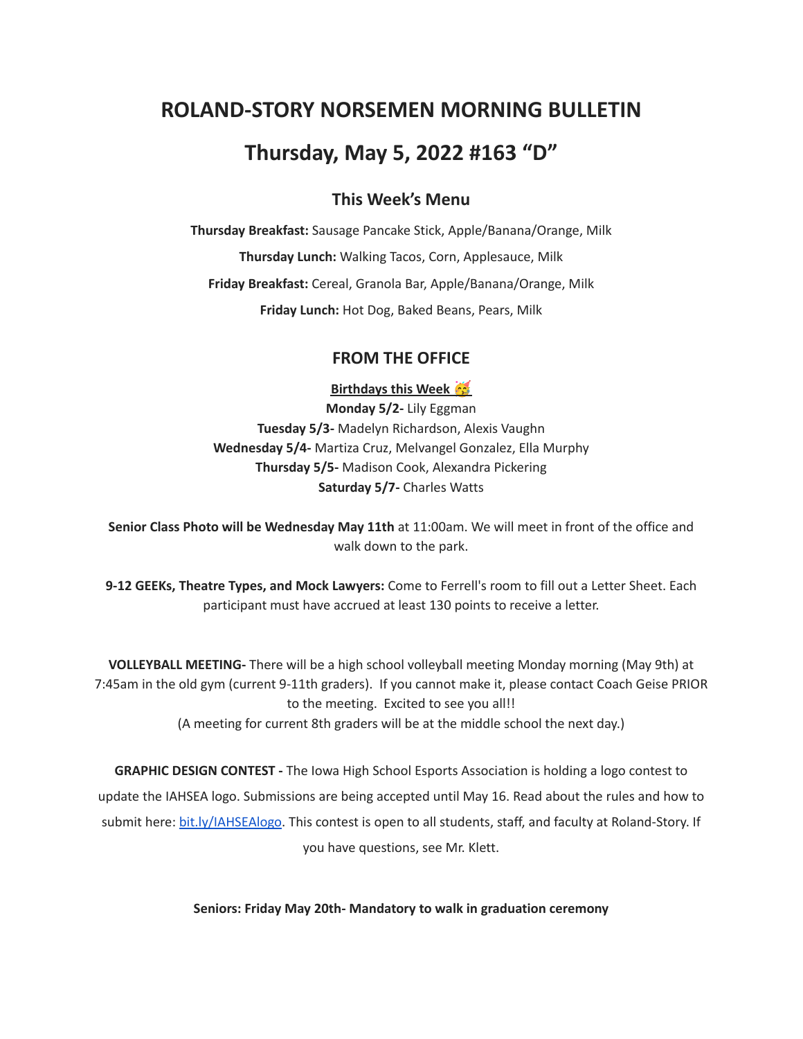# ROLAND-STORY NORSEMEN MORNING BULLETIN

# Thursday, May 5, 2022 #163 “D”

## This Week’s Menu

**Thursday Breakfast:** Sausage Pancake Stick, Apple/Banana/Orange, Milk

**Thursday Lunch:** Walking Tacos, Corn, Applesauce, Milk

**Friday Breakfast:** Cereal, Granola Bar, Apple/Banana/Orange, Milk

**Friday Lunch:** Hot Dog, Baked Beans, Pears, Milk

## FROM THE OFFICE

**Birthdays this Week 🥳**

**Monday 5/2-** Lily Eggman
**Tuesday 5/3-** Madelyn Richardson, Alexis Vaughn
**Wednesday 5/4-** Martiza Cruz, Melvangel Gonzalez, Ella Murphy
**Thursday 5/5-** Madison Cook, Alexandra Pickering
**Saturday 5/7-** Charles Watts

**Senior Class Photo will be Wednesday May 11th** at 11:00am. We will meet in front of the office and walk down to the park.

**9-12 GEEKs, Theatre Types, and Mock Lawyers:** Come to Ferrell's room to fill out a Letter Sheet. Each participant must have accrued at least 130 points to receive a letter.

**VOLLEYBALL MEETING-** There will be a high school volleyball meeting Monday morning (May 9th) at 7:45am in the old gym (current 9-11th graders). If you cannot make it, please contact Coach Geise PRIOR to the meeting. Excited to see you all!!
(A meeting for current 8th graders will be at the middle school the next day.)

**GRAPHIC DESIGN CONTEST -** The Iowa High School Esports Association is holding a logo contest to update the IAHSEA logo. Submissions are being accepted until May 16. Read about the rules and how to submit here: bit.ly/IAHSEAlogo. This contest is open to all students, staff, and faculty at Roland-Story. If you have questions, see Mr. Klett.

**Seniors: Friday May 20th- Mandatory to walk in graduation ceremony**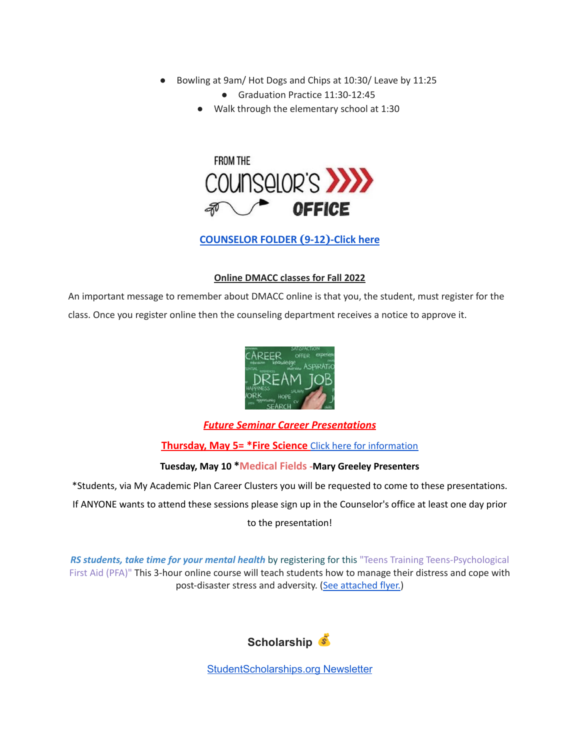- Bowling at 9am/ Hot Dogs and Chips at 10:30/ Leave by 11:25
  - Graduation Practice 11:30-12:45
- Walk through the elementary school at 1:30

## FROM THE COUNSELOR'S OFFICE

**COUNSELOR FOLDER (9-12)-Click here**

**Online DMACC classes for Fall 2022**

An important message to remember about DMACC online is that you, the student, must register for the class. Once you register online then the counseling department receives a notice to approve it.

***Future Seminar Career Presentations***

**Thursday, May 5= *Fire Science** Click here for information

**Tuesday, May 10 *Medical Fields -Mary Greeley Presenters**

*Students, via My Academic Plan Career Clusters you will be requested to come to these presentations. If ANYONE wants to attend these sessions please sign up in the Counselor's office at least one day prior to the presentation!

***RS students, take time for your mental health*** by registering for this "Teens Training Teens-Psychological First Aid (PFA)" This 3-hour online course will teach students how to manage their distress and cope with post-disaster stress and adversity. (See attached flyer.)

## Scholarship 💰

StudentScholarships.org Newsletter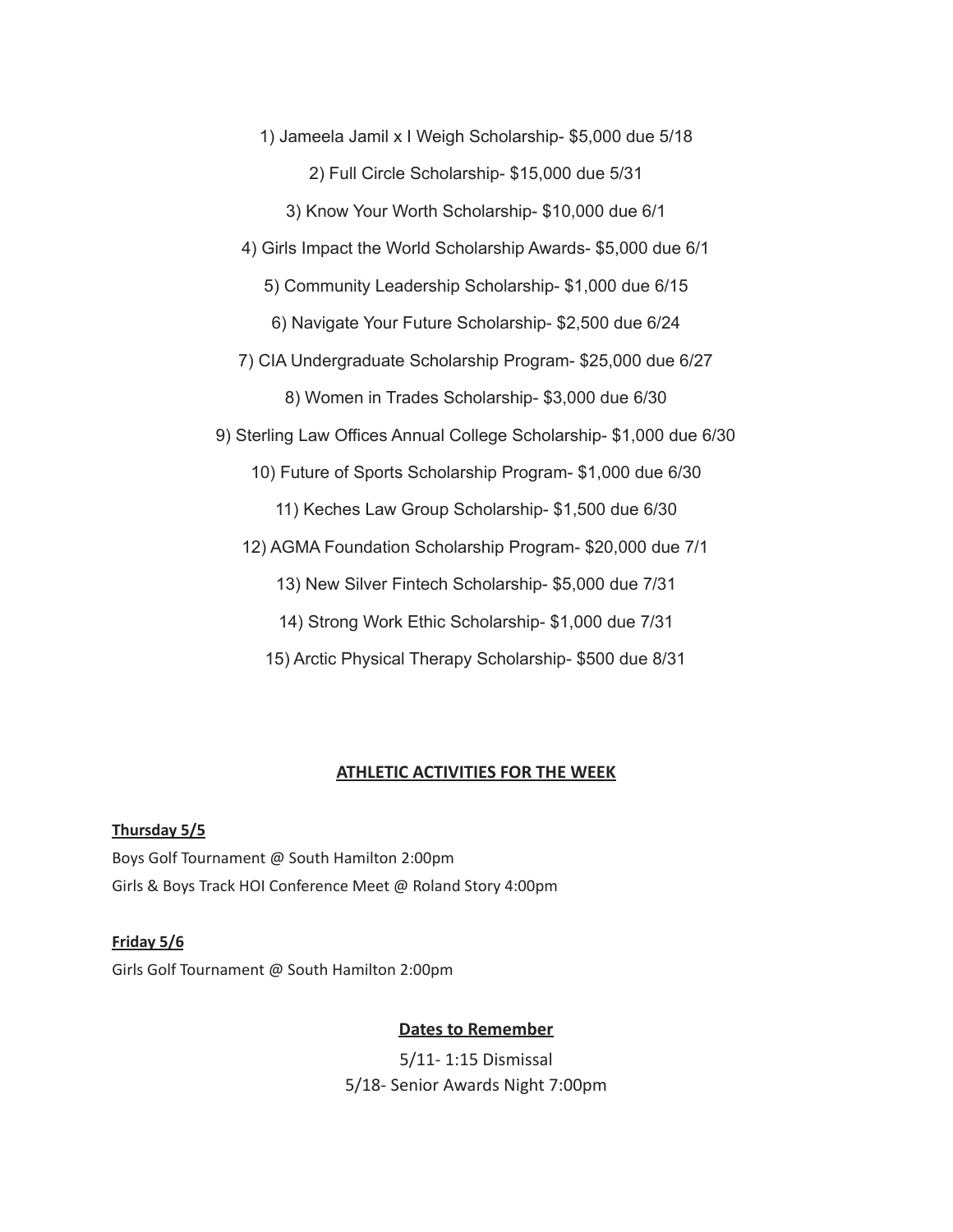1) Jameela Jamil x I Weigh Scholarship- $5,000 due 5/18

2) Full Circle Scholarship- $15,000 due 5/31

3) Know Your Worth Scholarship- $10,000 due 6/1

4) Girls Impact the World Scholarship Awards- $5,000 due 6/1

5) Community Leadership Scholarship- $1,000 due 6/15

6) Navigate Your Future Scholarship- $2,500 due 6/24

7) CIA Undergraduate Scholarship Program- $25,000 due 6/27

8) Women in Trades Scholarship- $3,000 due 6/30

9) Sterling Law Offices Annual College Scholarship- $1,000 due 6/30

10) Future of Sports Scholarship Program- $1,000 due 6/30

11) Keches Law Group Scholarship- $1,500 due 6/30

12) AGMA Foundation Scholarship Program- $20,000 due 7/1

13) New Silver Fintech Scholarship- $5,000 due 7/31

14) Strong Work Ethic Scholarship- $1,000 due 7/31

15) Arctic Physical Therapy Scholarship- $500 due 8/31

## ATHLETIC ACTIVITIES FOR THE WEEK

**Thursday 5/5**

Boys Golf Tournament @ South Hamilton 2:00pm
Girls & Boys Track HOI Conference Meet @ Roland Story 4:00pm

**Friday 5/6**

Girls Golf Tournament @ South Hamilton 2:00pm

## Dates to Remember

5/11- 1:15 Dismissal
5/18- Senior Awards Night 7:00pm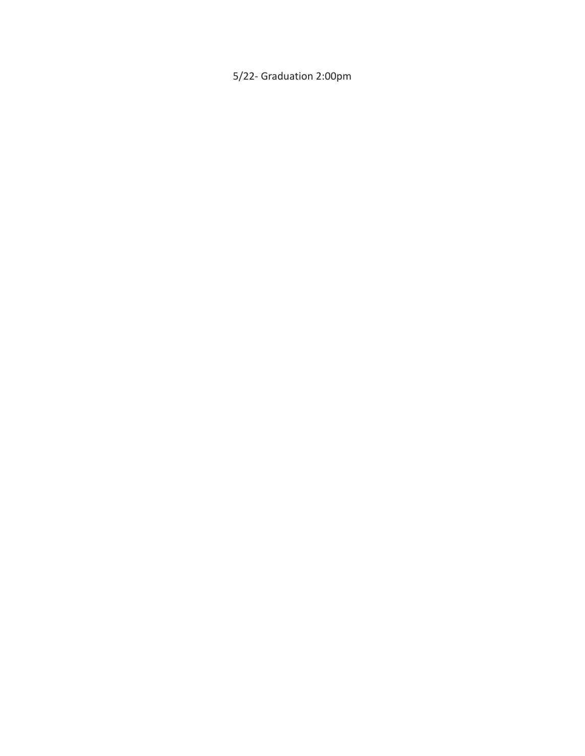5/22- Graduation 2:00pm